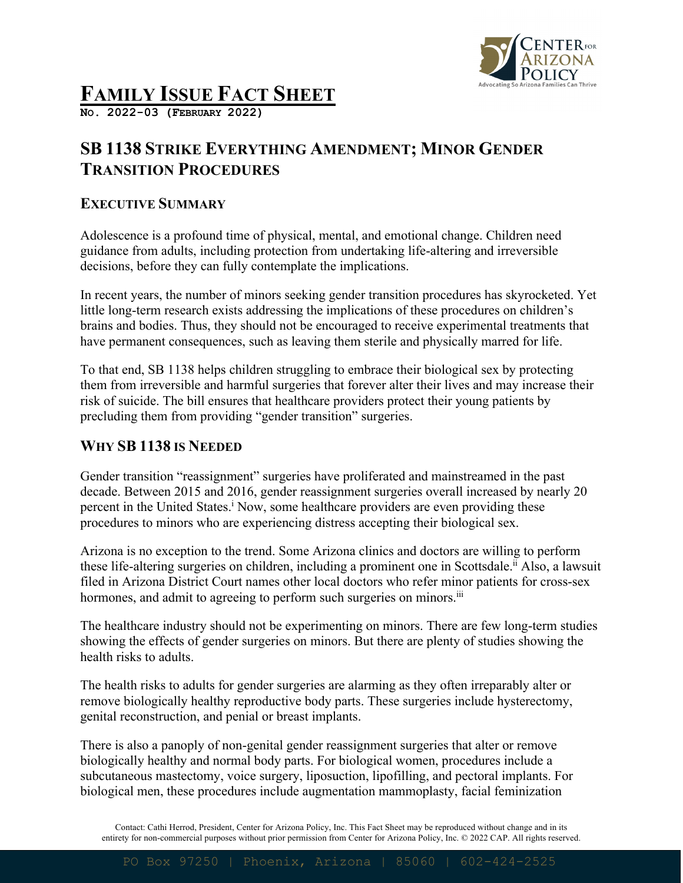# Family Issue Fact Sheet

**No. 2022-03 (February 2022)**

## SB 1138 Strike Everything Amendment; Minor Gender Transition Procedures

### Executive Summary

Adolescence is a profound time of physical, mental, and emotional change. Children need guidance from adults, including protection from undertaking life-altering and irreversible decisions, before they can fully contemplate the implications.

In recent years, the number of minors seeking gender transition procedures has skyrocketed. Yet little long-term research exists addressing the implications of these procedures on children's brains and bodies. Thus, they should not be encouraged to receive experimental treatments that have permanent consequences, such as leaving them sterile and physically marred for life.

To that end, SB 1138 helps children struggling to embrace their biological sex by protecting them from irreversible and harmful surgeries that forever alter their lives and may increase their risk of suicide. The bill ensures that healthcare providers protect their young patients by precluding them from providing "gender transition" surgeries.

## Why SB 1138 is Needed

Gender transition "reassignment" surgeries have proliferated and mainstreamed in the past decade. Between 2015 and 2016, gender reassignment surgeries overall increased by nearly 20 percent in the United States.[i] Now, some healthcare providers are even providing these procedures to minors who are experiencing distress accepting their biological sex.

Arizona is no exception to the trend. Some Arizona clinics and doctors are willing to perform these life-altering surgeries on children, including a prominent one in Scottsdale.[ii] Also, a lawsuit filed in Arizona District Court names other local doctors who refer minor patients for cross-sex hormones, and admit to agreeing to perform such surgeries on minors.[iii]

The healthcare industry should not be experimenting on minors. There are few long-term studies showing the effects of gender surgeries on minors. But there are plenty of studies showing the health risks to adults.

The health risks to adults for gender surgeries are alarming as they often irreparably alter or remove biologically healthy reproductive body parts. These surgeries include hysterectomy, genital reconstruction, and penial or breast implants.

There is also a panoply of non-genital gender reassignment surgeries that alter or remove biologically healthy and normal body parts. For biological women, procedures include a subcutaneous mastectomy, voice surgery, liposuction, lipofilling, and pectoral implants. For biological men, these procedures include augmentation mammoplasty, facial feminization

Contact: Cathi Herrod, President, Center for Arizona Policy, Inc. This Fact Sheet may be reproduced without change and in its entirety for non-commercial purposes without prior permission from Center for Arizona Policy, Inc. © 2022 CAP. All rights reserved.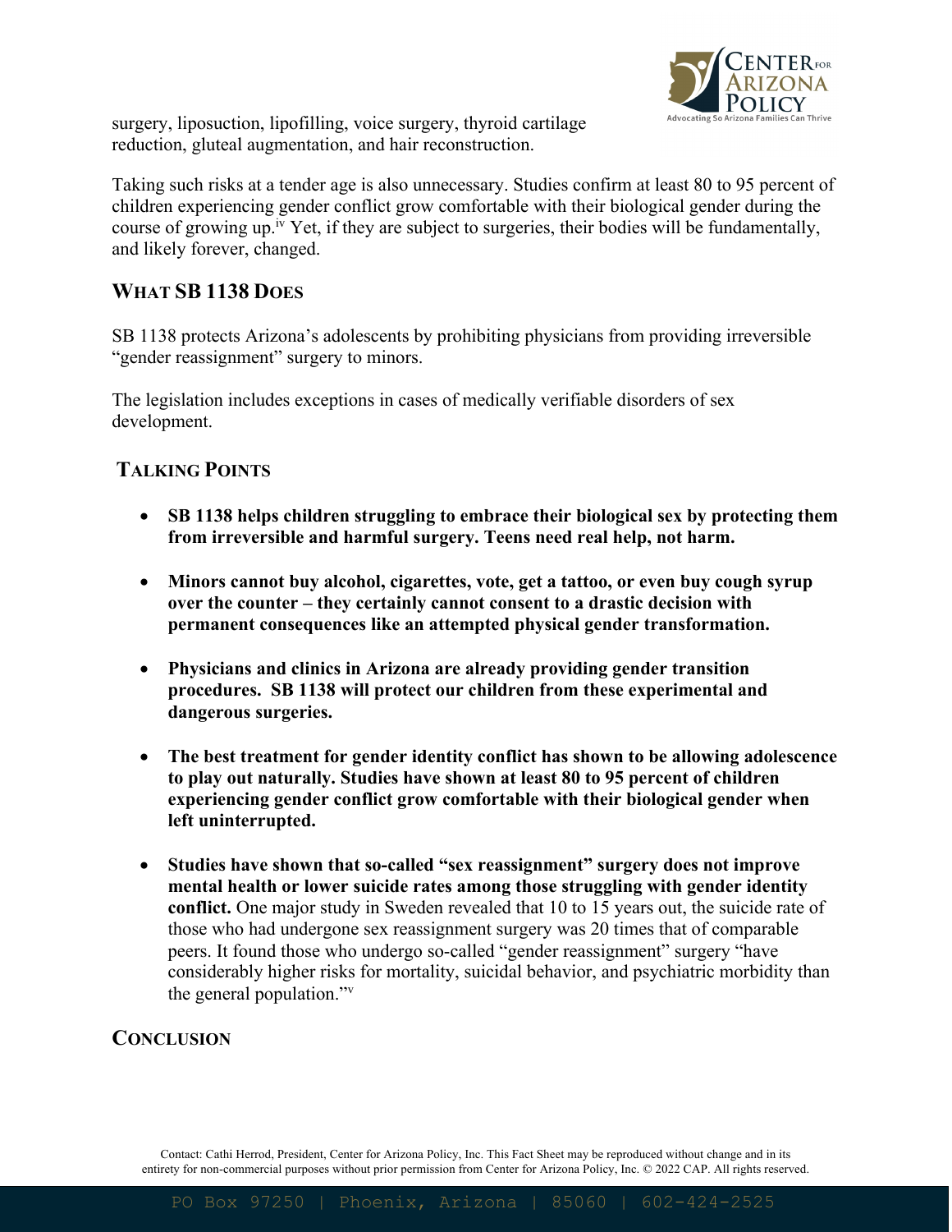surgery, liposuction, lipofilling, voice surgery, thyroid cartilage reduction, gluteal augmentation, and hair reconstruction.

Taking such risks at a tender age is also unnecessary. Studies confirm at least 80 to 95 percent of children experiencing gender conflict grow comfortable with their biological gender during the course of growing up.[iv] Yet, if they are subject to surgeries, their bodies will be fundamentally, and likely forever, changed.

## WHAT SB 1138 DOES

SB 1138 protects Arizona's adolescents by prohibiting physicians from providing irreversible "gender reassignment" surgery to minors.

The legislation includes exceptions in cases of medically verifiable disorders of sex development.

## TALKING POINTS

- **SB 1138 helps children struggling to embrace their biological sex by protecting them from irreversible and harmful surgery. Teens need real help, not harm.**
- **Minors cannot buy alcohol, cigarettes, vote, get a tattoo, or even buy cough syrup over the counter – they certainly cannot consent to a drastic decision with permanent consequences like an attempted physical gender transformation.**
- **Physicians and clinics in Arizona are already providing gender transition procedures. SB 1138 will protect our children from these experimental and dangerous surgeries.**
- **The best treatment for gender identity conflict has shown to be allowing adolescence to play out naturally. Studies have shown at least 80 to 95 percent of children experiencing gender conflict grow comfortable with their biological gender when left uninterrupted.**
- **Studies have shown that so-called "sex reassignment" surgery does not improve mental health or lower suicide rates among those struggling with gender identity conflict.** One major study in Sweden revealed that 10 to 15 years out, the suicide rate of those who had undergone sex reassignment surgery was 20 times that of comparable peers. It found those who undergo so-called "gender reassignment" surgery "have considerably higher risks for mortality, suicidal behavior, and psychiatric morbidity than the general population."[v]

## CONCLUSION

Contact: Cathi Herrod, President, Center for Arizona Policy, Inc. This Fact Sheet may be reproduced without change and in its entirety for non-commercial purposes without prior permission from Center for Arizona Policy, Inc. © 2022 CAP. All rights reserved.

PO Box 97250 | Phoenix, Arizona | 85060 | 602-424-2525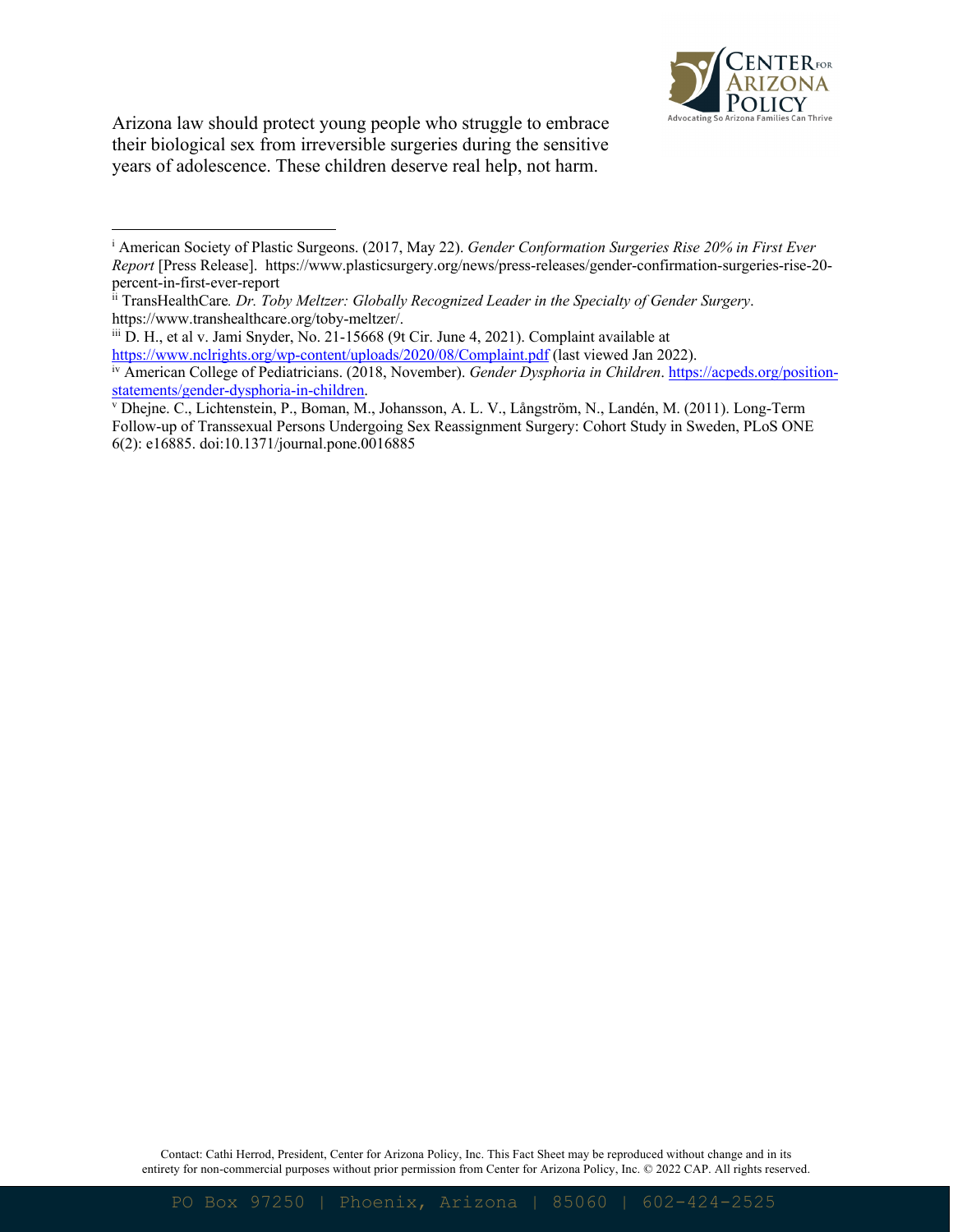Arizona law should protect young people who struggle to embrace their biological sex from irreversible surgeries during the sensitive years of adolescence. These children deserve real help, not harm.

---

[i] American Society of Plastic Surgeons. (2017, May 22). *Gender Conformation Surgeries Rise 20% in First Ever Report* [Press Release]. https://www.plasticsurgery.org/news/press-releases/gender-confirmation-surgeries-rise-20-percent-in-first-ever-report

[ii] TransHealthCare*.* *Dr. Toby Meltzer: Globally Recognized Leader in the Specialty of Gender Surgery*. https://www.transhealthcare.org/toby-meltzer/.

[iii] D. H., et al v. Jami Snyder, No. 21-15668 (9t Cir. June 4, 2021). Complaint available at https://www.nclrights.org/wp-content/uploads/2020/08/Complaint.pdf (last viewed Jan 2022).

[iv] American College of Pediatricians. (2018, November). *Gender Dysphoria in Children*. https://acpeds.org/position-statements/gender-dysphoria-in-children.

[v] Dhejne. C., Lichtenstein, P., Boman, M., Johansson, A. L. V., Långström, N., Landén, M. (2011). Long-Term Follow-up of Transsexual Persons Undergoing Sex Reassignment Surgery: Cohort Study in Sweden, PLoS ONE 6(2): e16885. doi:10.1371/journal.pone.0016885

Contact: Cathi Herrod, President, Center for Arizona Policy, Inc. This Fact Sheet may be reproduced without change and in its entirety for non-commercial purposes without prior permission from Center for Arizona Policy, Inc. © 2022 CAP. All rights reserved.